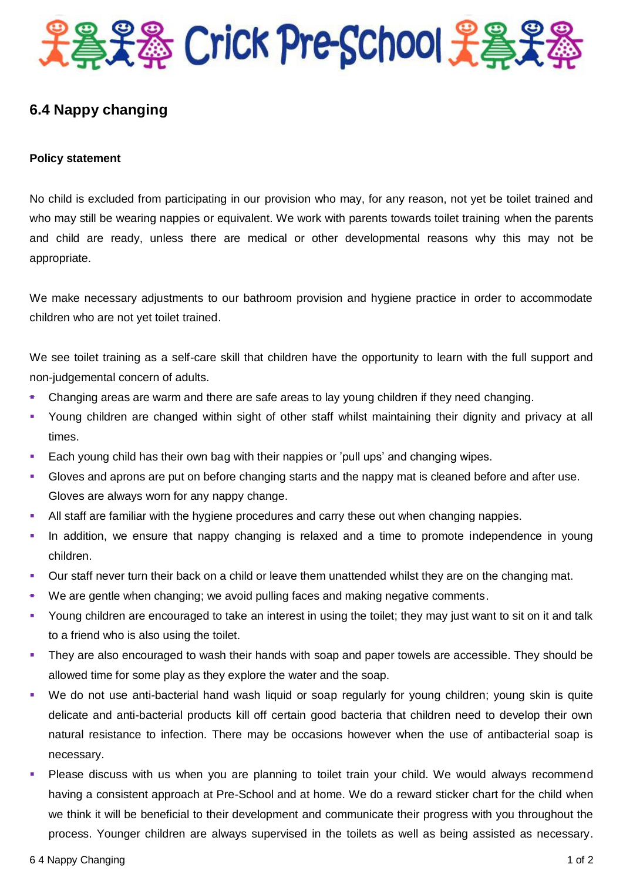# Crick Pre-School

## 6.4 Nappy changing

### Policy statement

No child is excluded from participating in our provision who may, for any reason, not yet be toilet trained and who may still be wearing nappies or equivalent. We work with parents towards toilet training when the parents and child are ready, unless there are medical or other developmental reasons why this may not be appropriate.

We make necessary adjustments to our bathroom provision and hygiene practice in order to accommodate children who are not yet toilet trained.

We see toilet training as a self-care skill that children have the opportunity to learn with the full support and non-judgemental concern of adults.

- Changing areas are warm and there are safe areas to lay young children if they need changing.
- Young children are changed within sight of other staff whilst maintaining their dignity and privacy at all times.
- Each young child has their own bag with their nappies or 'pull ups' and changing wipes.
- Gloves and aprons are put on before changing starts and the nappy mat is cleaned before and after use. Gloves are always worn for any nappy change.
- All staff are familiar with the hygiene procedures and carry these out when changing nappies.
- In addition, we ensure that nappy changing is relaxed and a time to promote independence in young children.
- Our staff never turn their back on a child or leave them unattended whilst they are on the changing mat.
- We are gentle when changing; we avoid pulling faces and making negative comments.
- Young children are encouraged to take an interest in using the toilet; they may just want to sit on it and talk to a friend who is also using the toilet.
- They are also encouraged to wash their hands with soap and paper towels are accessible. They should be allowed time for some play as they explore the water and the soap.
- We do not use anti-bacterial hand wash liquid or soap regularly for young children; young skin is quite delicate and anti-bacterial products kill off certain good bacteria that children need to develop their own natural resistance to infection. There may be occasions however when the use of antibacterial soap is necessary.
- Please discuss with us when you are planning to toilet train your child. We would always recommend having a consistent approach at Pre-School and at home. We do a reward sticker chart for the child when we think it will be beneficial to their development and communicate their progress with you throughout the process. Younger children are always supervised in the toilets as well as being assisted as necessary.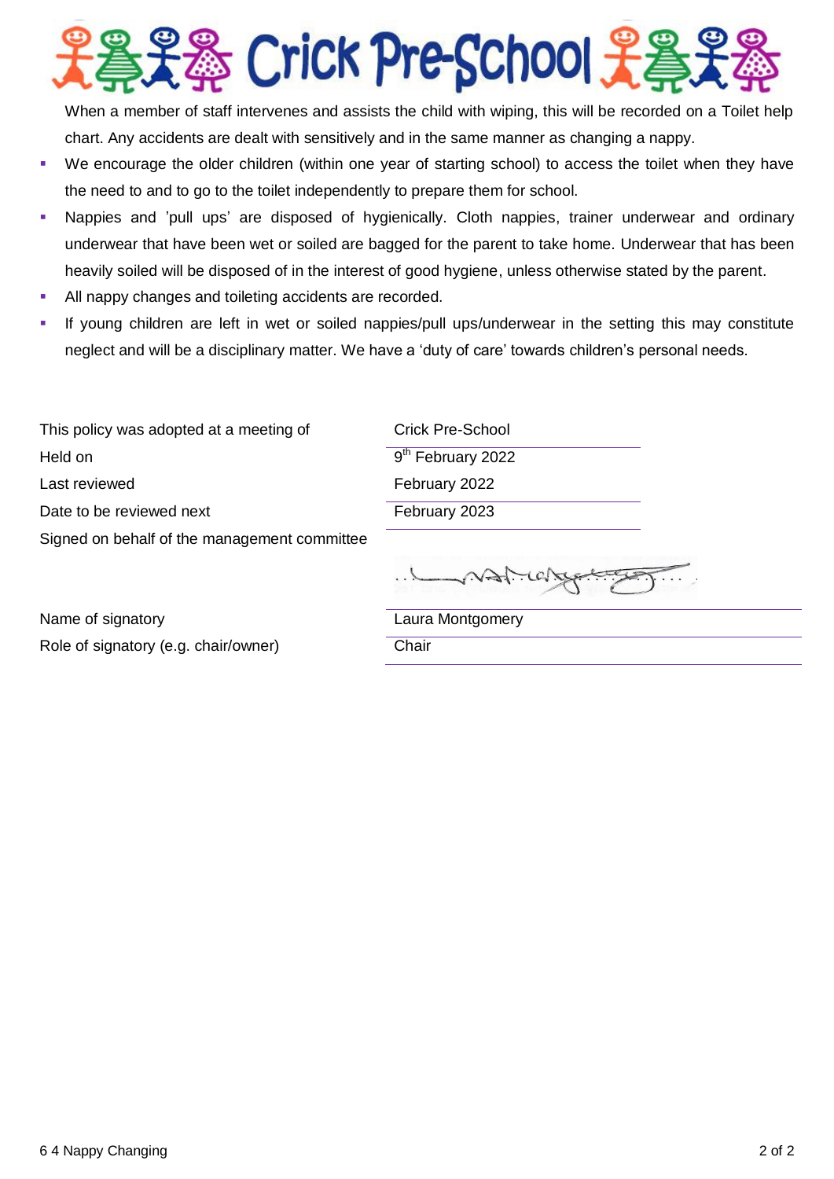When a member of staff intervenes and assists the child with wiping, this will be recorded on a Toilet help chart. Any accidents are dealt with sensitively and in the same manner as changing a nappy.

- We encourage the older children (within one year of starting school) to access the toilet when they have the need to and to go to the toilet independently to prepare them for school.
- Nappies and 'pull ups' are disposed of hygienically. Cloth nappies, trainer underwear and ordinary underwear that have been wet or soiled are bagged for the parent to take home. Underwear that has been heavily soiled will be disposed of in the interest of good hygiene, unless otherwise stated by the parent.
- All nappy changes and toileting accidents are recorded.
- If young children are left in wet or soiled nappies/pull ups/underwear in the setting this may constitute neglect and will be a disciplinary matter. We have a 'duty of care' towards children's personal needs.

| | |
|---|---|
| This policy was adopted at a meeting of | Crick Pre-School |
| Held on | 9th February 2022 |
| Last reviewed | February 2022 |
| Date to be reviewed next | February 2023 |
| Signed on behalf of the management committee | [signature] |
| Name of signatory | Laura Montgomery |
| Role of signatory (e.g. chair/owner) | Chair |